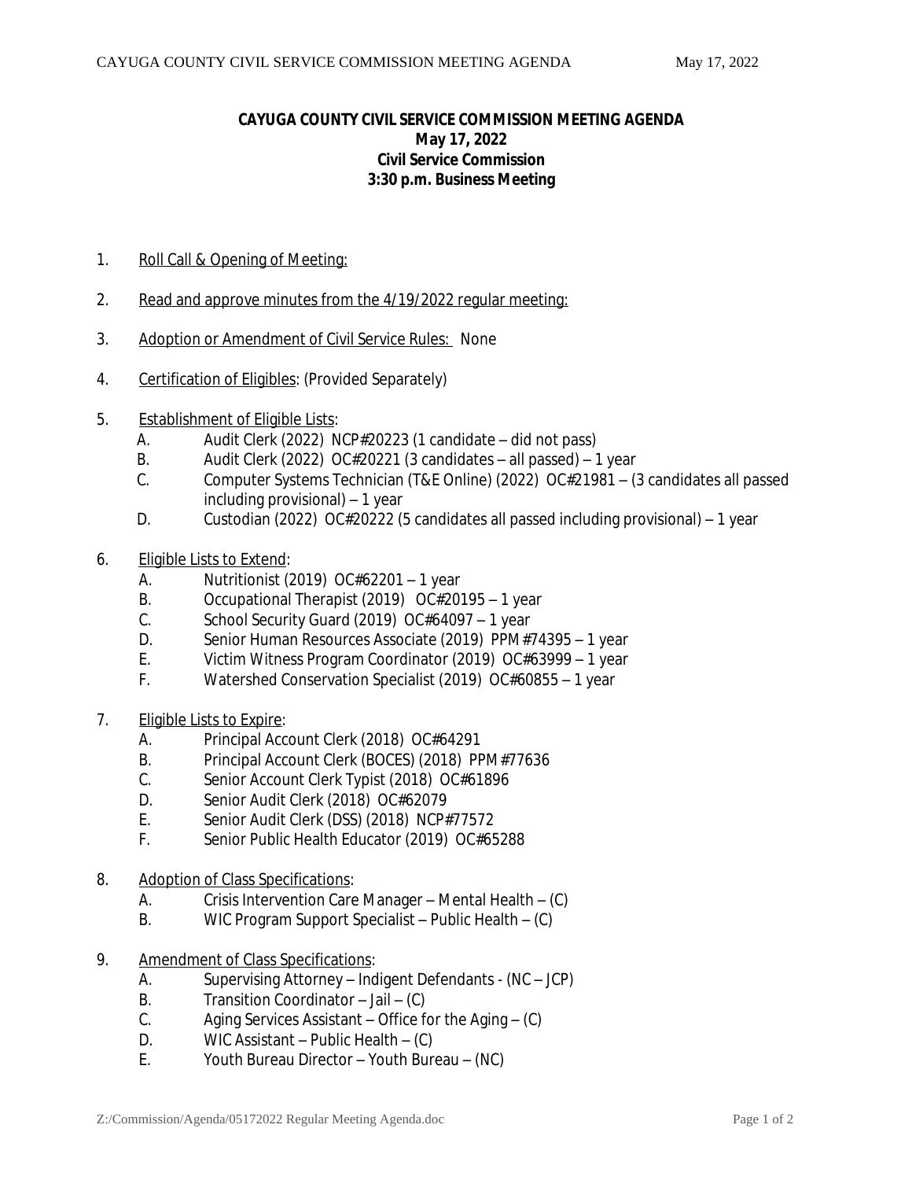**CAYUGA COUNTY CIVIL SERVICE COMMISSION MEETING AGENDA**
**May 17, 2022**
**Civil Service Commission**
**3:30 p.m. Business Meeting**

1. Roll Call & Opening of Meeting:

2. Read and approve minutes from the 4/19/2022 regular meeting:

3. Adoption or Amendment of Civil Service Rules: None

4. Certification of Eligibles: (Provided Separately)

5. Establishment of Eligible Lists:
   - A. Audit Clerk (2022) NCP#20223 (1 candidate – did not pass)
   - B. Audit Clerk (2022) OC#20221 (3 candidates – all passed) – 1 year
   - C. Computer Systems Technician (T&E Online) (2022) OC#21981 – (3 candidates all passed including provisional) – 1 year
   - D. Custodian (2022) OC#20222 (5 candidates all passed including provisional) – 1 year

6. Eligible Lists to Extend:
   - A. Nutritionist (2019) OC#62201 – 1 year
   - B. Occupational Therapist (2019) OC#20195 – 1 year
   - C. School Security Guard (2019) OC#64097 – 1 year
   - D. Senior Human Resources Associate (2019) PPM#74395 – 1 year
   - E. Victim Witness Program Coordinator (2019) OC#63999 – 1 year
   - F. Watershed Conservation Specialist (2019) OC#60855 – 1 year

7. Eligible Lists to Expire:
   - A. Principal Account Clerk (2018) OC#64291
   - B. Principal Account Clerk (BOCES) (2018) PPM#77636
   - C. Senior Account Clerk Typist (2018) OC#61896
   - D. Senior Audit Clerk (2018) OC#62079
   - E. Senior Audit Clerk (DSS) (2018) NCP#77572
   - F. Senior Public Health Educator (2019) OC#65288

8. Adoption of Class Specifications:
   - A. Crisis Intervention Care Manager – Mental Health – (C)
   - B. WIC Program Support Specialist – Public Health – (C)

9. Amendment of Class Specifications:
   - A. Supervising Attorney – Indigent Defendants - (NC – JCP)
   - B. Transition Coordinator – Jail – (C)
   - C. Aging Services Assistant – Office for the Aging – (C)
   - D. WIC Assistant – Public Health – (C)
   - E. Youth Bureau Director – Youth Bureau – (NC)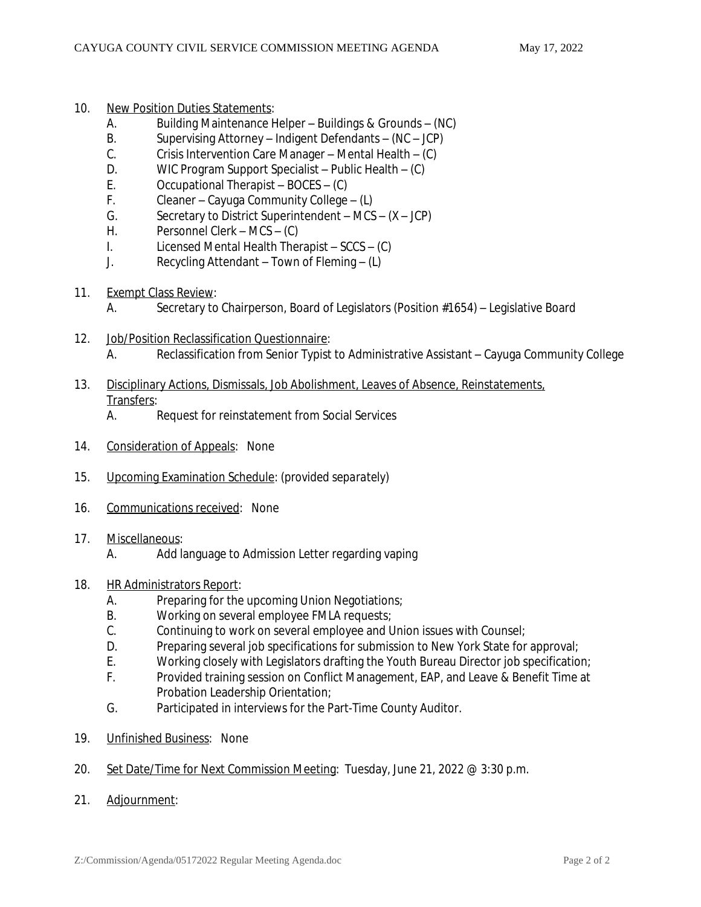10. <u>New Position Duties Statements</u>:
    - A. Building Maintenance Helper – Buildings & Grounds – (NC)
    - B. Supervising Attorney – Indigent Defendants – (NC – JCP)
    - C. Crisis Intervention Care Manager – Mental Health – (C)
    - D. WIC Program Support Specialist – Public Health – (C)
    - E. Occupational Therapist – BOCES – (C)
    - F. Cleaner – Cayuga Community College – (L)
    - G. Secretary to District Superintendent – MCS – (X – JCP)
    - H. Personnel Clerk – MCS – (C)
    - I. Licensed Mental Health Therapist – SCCS – (C)
    - J. Recycling Attendant – Town of Fleming – (L)

11. <u>Exempt Class Review</u>:
    - A. Secretary to Chairperson, Board of Legislators (Position #1654) – Legislative Board

12. <u>Job/Position Reclassification Questionnaire</u>:
    - A. Reclassification from Senior Typist to Administrative Assistant – Cayuga Community College

13. <u>Disciplinary Actions, Dismissals, Job Abolishment, Leaves of Absence, Reinstatements, Transfers</u>:
    - A. Request for reinstatement from Social Services

14. <u>Consideration of Appeals</u>: None

15. <u>Upcoming Examination Schedule</u>: (provided separately)

16. <u>Communications received</u>: None

17. <u>Miscellaneous</u>:
    - A. Add language to Admission Letter regarding vaping

18. <u>HR Administrators Report</u>:
    - A. Preparing for the upcoming Union Negotiations;
    - B. Working on several employee FMLA requests;
    - C. Continuing to work on several employee and Union issues with Counsel;
    - D. Preparing several job specifications for submission to New York State for approval;
    - E. Working closely with Legislators drafting the Youth Bureau Director job specification;
    - F. Provided training session on Conflict Management, EAP, and Leave & Benefit Time at Probation Leadership Orientation;
    - G. Participated in interviews for the Part-Time County Auditor.

19. <u>Unfinished Business</u>: None

20. <u>Set Date/Time for Next Commission Meeting</u>: Tuesday, June 21, 2022 @ 3:30 p.m.

21. <u>Adjournment</u>: